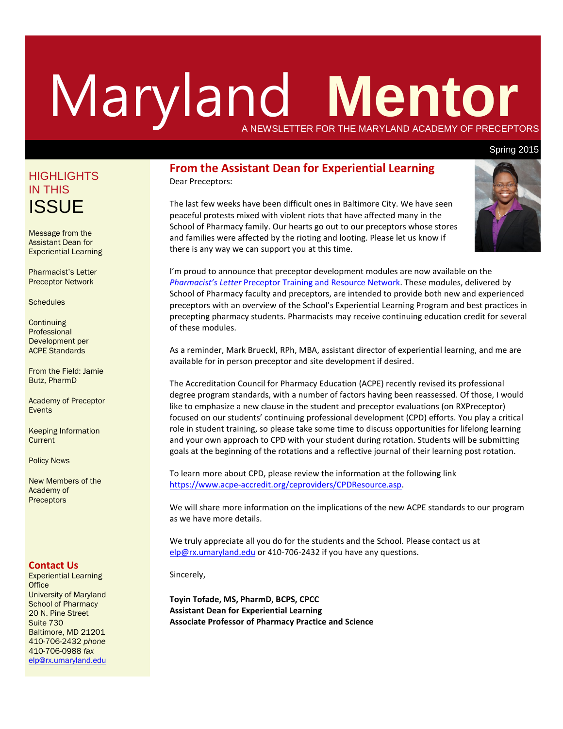# Maryland Mentor

A NEWSLETTER FOR THE MARYLAND ACADEMY OF PRECEPTORS

Spring 2015

## HIGHLIGHTS IN THIS ISSUE

Message from the Assistant Dean for Experiential Learning

Pharmacist's Letter Preceptor Network

Schedules

Continuing Professional Development per ACPE Standards

From the Field: Jamie Butz, PharmD

Academy of Preceptor Events

Keeping Information Current

Policy News

New Members of the Academy of Preceptors

### Contact Us

Experiential Learning Office
University of Maryland School of Pharmacy
20 N. Pine Street
Suite 730
Baltimore, MD 21201
410-706-2432 *phone*
410-706-0988 *fax*
elp@rx.umaryland.edu

## From the Assistant Dean for Experiential Learning

Dear Preceptors:

The last few weeks have been difficult ones in Baltimore City. We have seen peaceful protests mixed with violent riots that have affected many in the School of Pharmacy family. Our hearts go out to our preceptors whose stores and families were affected by the rioting and looting. Please let us know if there is any way we can support you at this time.

I'm proud to announce that preceptor development modules are now available on the *Pharmacist's Letter* Preceptor Training and Resource Network. These modules, delivered by School of Pharmacy faculty and preceptors, are intended to provide both new and experienced preceptors with an overview of the School's Experiential Learning Program and best practices in precepting pharmacy students. Pharmacists may receive continuing education credit for several of these modules.

As a reminder, Mark Brueckl, RPh, MBA, assistant director of experiential learning, and me are available for in person preceptor and site development if desired.

The Accreditation Council for Pharmacy Education (ACPE) recently revised its professional degree program standards, with a number of factors having been reassessed. Of those, I would like to emphasize a new clause in the student and preceptor evaluations (on RXPreceptor) focused on our students' continuing professional development (CPD) efforts. You play a critical role in student training, so please take some time to discuss opportunities for lifelong learning and your own approach to CPD with your student during rotation. Students will be submitting goals at the beginning of the rotations and a reflective journal of their learning post rotation.

To learn more about CPD, please review the information at the following link https://www.acpe-accredit.org/ceproviders/CPDResource.asp.

We will share more information on the implications of the new ACPE standards to our program as we have more details.

We truly appreciate all you do for the students and the School. Please contact us at elp@rx.umaryland.edu or 410-706-2432 if you have any questions.

Sincerely,

**Toyin Tofade, MS, PharmD, BCPS, CPCC**
**Assistant Dean for Experiential Learning**
**Associate Professor of Pharmacy Practice and Science**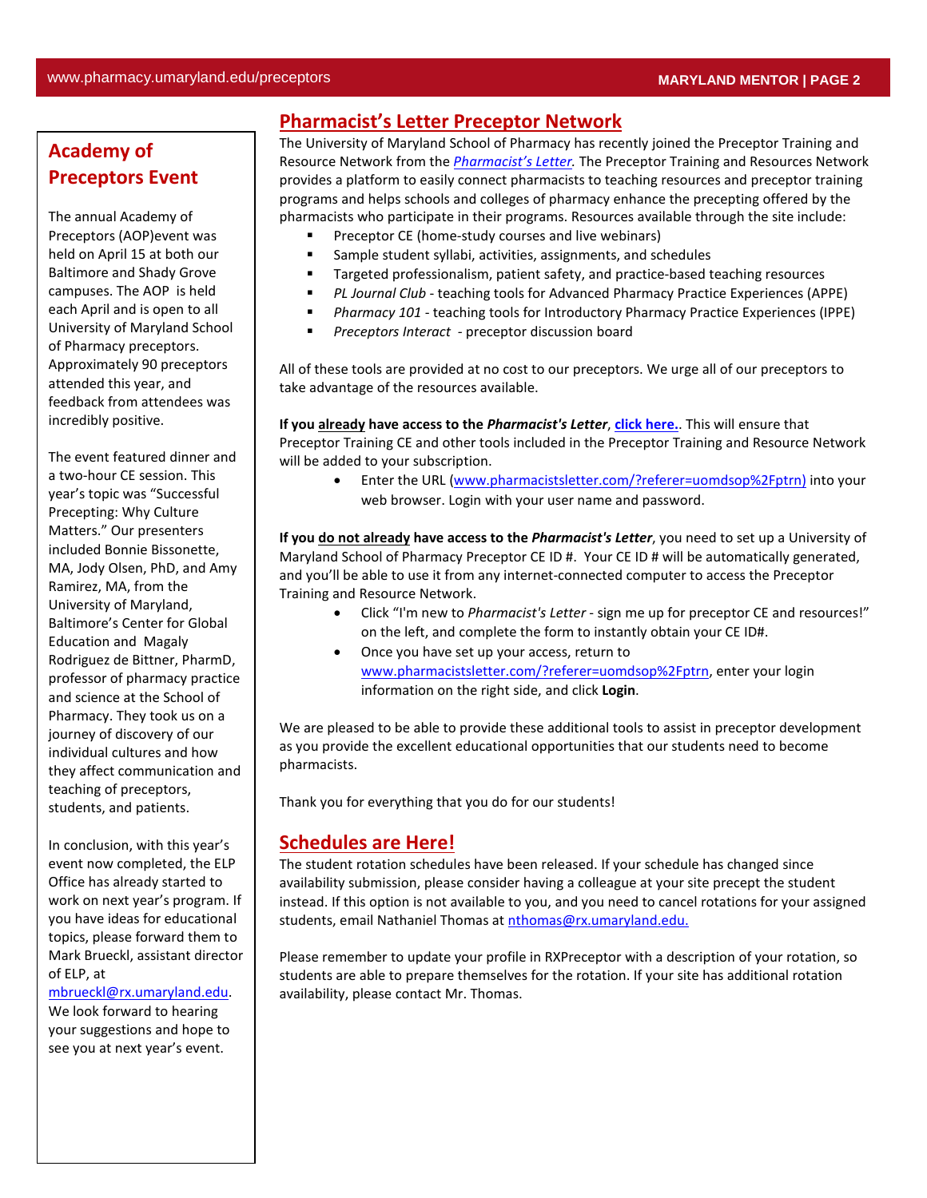## Academy of Preceptors Event

The annual Academy of Preceptors (AOP)event was held on April 15 at both our Baltimore and Shady Grove campuses. The AOP is held each April and is open to all University of Maryland School of Pharmacy preceptors. Approximately 90 preceptors attended this year, and feedback from attendees was incredibly positive.

The event featured dinner and a two-hour CE session. This year's topic was "Successful Precepting: Why Culture Matters." Our presenters included Bonnie Bissonette, MA, Jody Olsen, PhD, and Amy Ramirez, MA, from the University of Maryland, Baltimore's Center for Global Education and Magaly Rodriguez de Bittner, PharmD, professor of pharmacy practice and science at the School of Pharmacy. They took us on a journey of discovery of our individual cultures and how they affect communication and teaching of preceptors, students, and patients.

In conclusion, with this year's event now completed, the ELP Office has already started to work on next year's program. If you have ideas for educational topics, please forward them to Mark Brueckl, assistant director of ELP, at mbrueckl@rx.umaryland.edu. We look forward to hearing your suggestions and hope to see you at next year's event.

## Pharmacist's Letter Preceptor Network

The University of Maryland School of Pharmacy has recently joined the Preceptor Training and Resource Network from the *Pharmacist's Letter.* The Preceptor Training and Resources Network provides a platform to easily connect pharmacists to teaching resources and preceptor training programs and helps schools and colleges of pharmacy enhance the precepting offered by the pharmacists who participate in their programs. Resources available through the site include:

- Preceptor CE (home-study courses and live webinars)
- Sample student syllabi, activities, assignments, and schedules
- Targeted professionalism, patient safety, and practice-based teaching resources
- *PL Journal Club* - teaching tools for Advanced Pharmacy Practice Experiences (APPE)
- *Pharmacy 101* - teaching tools for Introductory Pharmacy Practice Experiences (IPPE)
- *Preceptors Interact* - preceptor discussion board

All of these tools are provided at no cost to our preceptors. We urge all of our preceptors to take advantage of the resources available.

**If you already have access to the *Pharmacist's Letter*, click here.**. This will ensure that Preceptor Training CE and other tools included in the Preceptor Training and Resource Network will be added to your subscription.

- Enter the URL (www.pharmacistsletter.com/?referer=uomdsop%2Fptrn) into your web browser. Login with your user name and password.

**If you do not already have access to the *Pharmacist's Letter***, you need to set up a University of Maryland School of Pharmacy Preceptor CE ID #. Your CE ID # will be automatically generated, and you'll be able to use it from any internet-connected computer to access the Preceptor Training and Resource Network.

- Click "I'm new to *Pharmacist's Letter* - sign me up for preceptor CE and resources!" on the left, and complete the form to instantly obtain your CE ID#.
- Once you have set up your access, return to www.pharmacistsletter.com/?referer=uomdsop%2Fptrn, enter your login information on the right side, and click **Login**.

We are pleased to be able to provide these additional tools to assist in preceptor development as you provide the excellent educational opportunities that our students need to become pharmacists.

Thank you for everything that you do for our students!

## Schedules are Here!

The student rotation schedules have been released. If your schedule has changed since availability submission, please consider having a colleague at your site precept the student instead. If this option is not available to you, and you need to cancel rotations for your assigned students, email Nathaniel Thomas at nthomas@rx.umaryland.edu.

Please remember to update your profile in RXPreceptor with a description of your rotation, so students are able to prepare themselves for the rotation. If your site has additional rotation availability, please contact Mr. Thomas.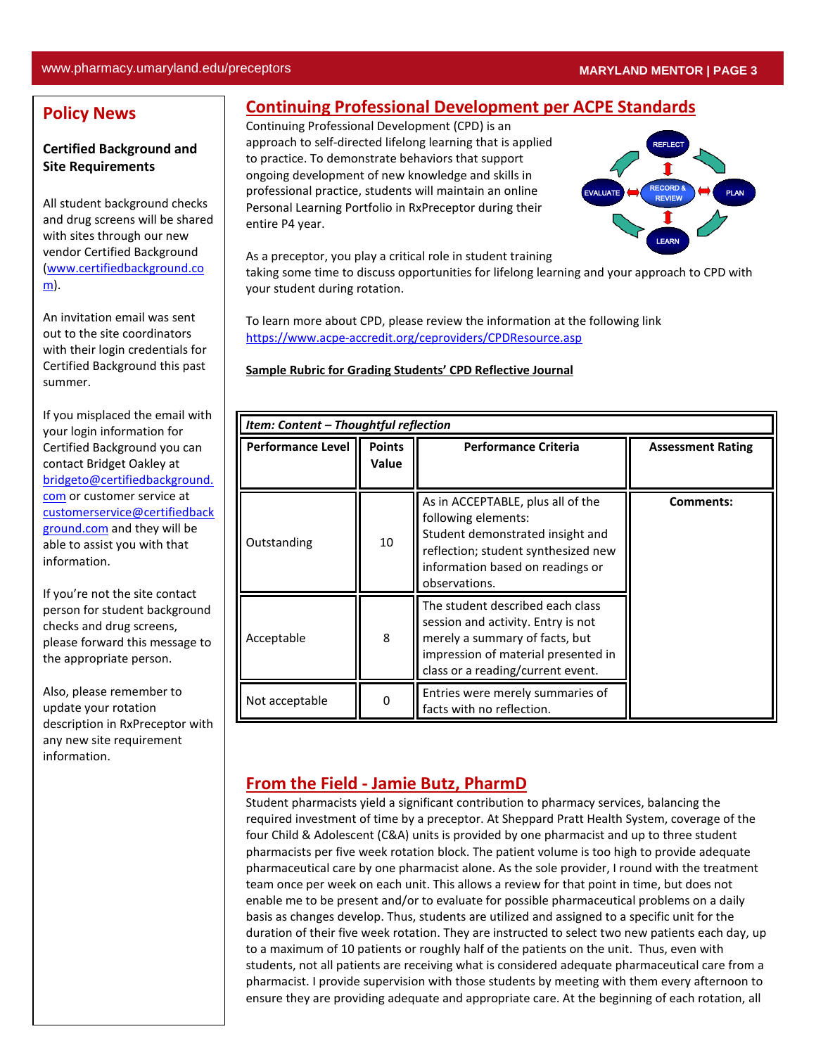## Policy News

**Certified Background and Site Requirements**

All student background checks and drug screens will be shared with sites through our new vendor Certified Background (www.certifiedbackground.com).

An invitation email was sent out to the site coordinators with their login credentials for Certified Background this past summer.

If you misplaced the email with your login information for Certified Background you can contact Bridget Oakley at bridgeto@certifiedbackground.com or customer service at customerservice@certifiedbackground.com and they will be able to assist you with that information.

If you're not the site contact person for student background checks and drug screens, please forward this message to the appropriate person.

Also, please remember to update your rotation description in RxPreceptor with any new site requirement information.

## Continuing Professional Development per ACPE Standards

Continuing Professional Development (CPD) is an approach to self-directed lifelong learning that is applied to practice. To demonstrate behaviors that support ongoing development of new knowledge and skills in professional practice, students will maintain an online Personal Learning Portfolio in RxPreceptor during their entire P4 year.

REFLECT → PLAN → LEARN → EVALUATE (cycle around RECORD & REVIEW)

As a preceptor, you play a critical role in student training taking some time to discuss opportunities for lifelong learning and your approach to CPD with your student during rotation.

To learn more about CPD, please review the information at the following link https://www.acpe-accredit.org/ceproviders/CPDResource.asp

**Sample Rubric for Grading Students' CPD Reflective Journal**

| *Item: Content – Thoughtful reflection* | | | |
|---|---|---|---|
| **Performance Level** | **Points Value** | **Performance Criteria** | **Assessment Rating** |
| Outstanding | 10 | As in ACCEPTABLE, plus all of the following elements: Student demonstrated insight and reflection; student synthesized new information based on readings or observations. | **Comments:** |
| Acceptable | 8 | The student described each class session and activity. Entry is not merely a summary of facts, but impression of material presented in class or a reading/current event. | |
| Not acceptable | 0 | Entries were merely summaries of facts with no reflection. | |

## From the Field - Jamie Butz, PharmD

Student pharmacists yield a significant contribution to pharmacy services, balancing the required investment of time by a preceptor. At Sheppard Pratt Health System, coverage of the four Child & Adolescent (C&A) units is provided by one pharmacist and up to three student pharmacists per five week rotation block. The patient volume is too high to provide adequate pharmaceutical care by one pharmacist alone. As the sole provider, I round with the treatment team once per week on each unit. This allows a review for that point in time, but does not enable me to be present and/or to evaluate for possible pharmaceutical problems on a daily basis as changes develop. Thus, students are utilized and assigned to a specific unit for the duration of their five week rotation. They are instructed to select two new patients each day, up to a maximum of 10 patients or roughly half of the patients on the unit. Thus, even with students, not all patients are receiving what is considered adequate pharmaceutical care from a pharmacist. I provide supervision with those students by meeting with them every afternoon to ensure they are providing adequate and appropriate care. At the beginning of each rotation, all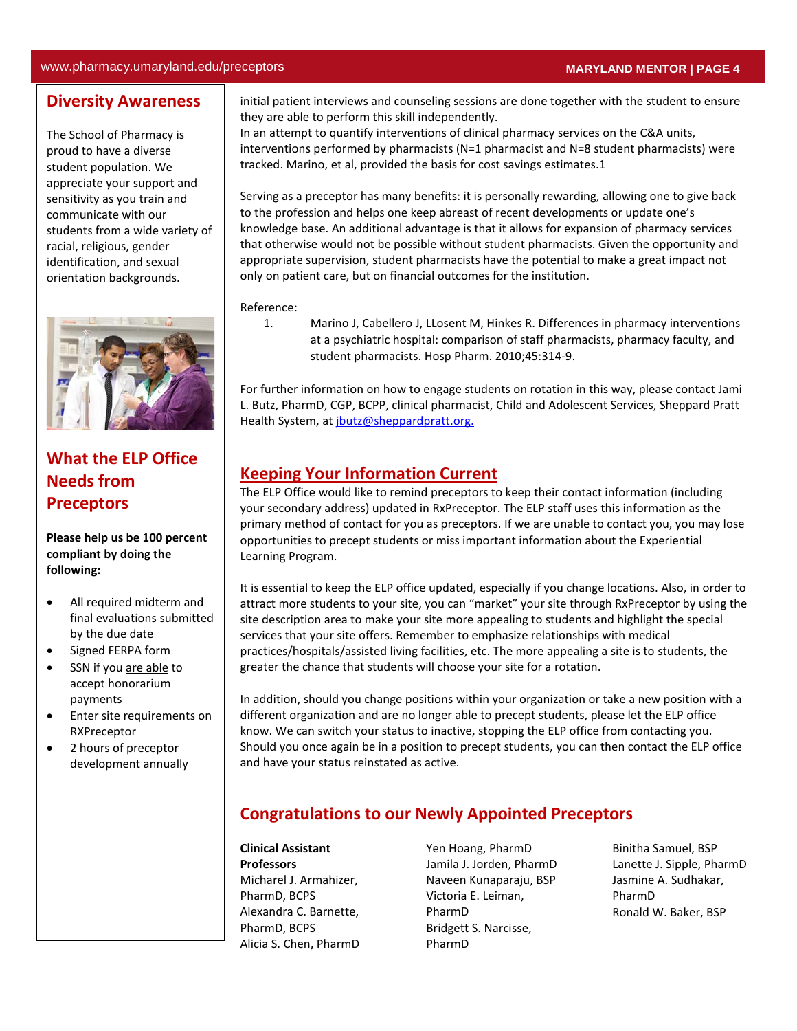## Diversity Awareness

The School of Pharmacy is proud to have a diverse student population. We appreciate your support and sensitivity as you train and communicate with our students from a wide variety of racial, religious, gender identification, and sexual orientation backgrounds.

## What the ELP Office Needs from Preceptors

**Please help us be 100 percent compliant by doing the following:**

- All required midterm and final evaluations submitted by the due date
- Signed FERPA form
- SSN if you are able to accept honorarium payments
- Enter site requirements on RXPreceptor
- 2 hours of preceptor development annually

initial patient interviews and counseling sessions are done together with the student to ensure they are able to perform this skill independently.
In an attempt to quantify interventions of clinical pharmacy services on the C&A units, interventions performed by pharmacists (N=1 pharmacist and N=8 student pharmacists) were tracked. Marino, et al, provided the basis for cost savings estimates.1

Serving as a preceptor has many benefits: it is personally rewarding, allowing one to give back to the profession and helps one keep abreast of recent developments or update one's knowledge base. An additional advantage is that it allows for expansion of pharmacy services that otherwise would not be possible without student pharmacists. Given the opportunity and appropriate supervision, student pharmacists have the potential to make a great impact not only on patient care, but on financial outcomes for the institution.

Reference:

1. Marino J, Cabellero J, LLosent M, Hinkes R. Differences in pharmacy interventions at a psychiatric hospital: comparison of staff pharmacists, pharmacy faculty, and student pharmacists. Hosp Pharm. 2010;45:314-9.

For further information on how to engage students on rotation in this way, please contact Jami L. Butz, PharmD, CGP, BCPP, clinical pharmacist, Child and Adolescent Services, Sheppard Pratt Health System, at jbutz@sheppardpratt.org.

## Keeping Your Information Current

The ELP Office would like to remind preceptors to keep their contact information (including your secondary address) updated in RxPreceptor. The ELP staff uses this information as the primary method of contact for you as preceptors. If we are unable to contact you, you may lose opportunities to precept students or miss important information about the Experiential Learning Program.

It is essential to keep the ELP office updated, especially if you change locations. Also, in order to attract more students to your site, you can "market" your site through RxPreceptor by using the site description area to make your site more appealing to students and highlight the special services that your site offers. Remember to emphasize relationships with medical practices/hospitals/assisted living facilities, etc. The more appealing a site is to students, the greater the chance that students will choose your site for a rotation.

In addition, should you change positions within your organization or take a new position with a different organization and are no longer able to precept students, please let the ELP office know. We can switch your status to inactive, stopping the ELP office from contacting you. Should you once again be in a position to precept students, you can then contact the ELP office and have your status reinstated as active.

## Congratulations to our Newly Appointed Preceptors

**Clinical Assistant Professors**

Micharel J. Armahizer, PharmD, BCPS
Alexandra C. Barnette, PharmD, BCPS
Alicia S. Chen, PharmD
Yen Hoang, PharmD
Jamila J. Jorden, PharmD
Naveen Kunaparaju, BSP
Victoria E. Leiman, PharmD
Bridgett S. Narcisse, PharmD
Binitha Samuel, BSP
Lanette J. Sipple, PharmD
Jasmine A. Sudhakar, PharmD
Ronald W. Baker, BSP